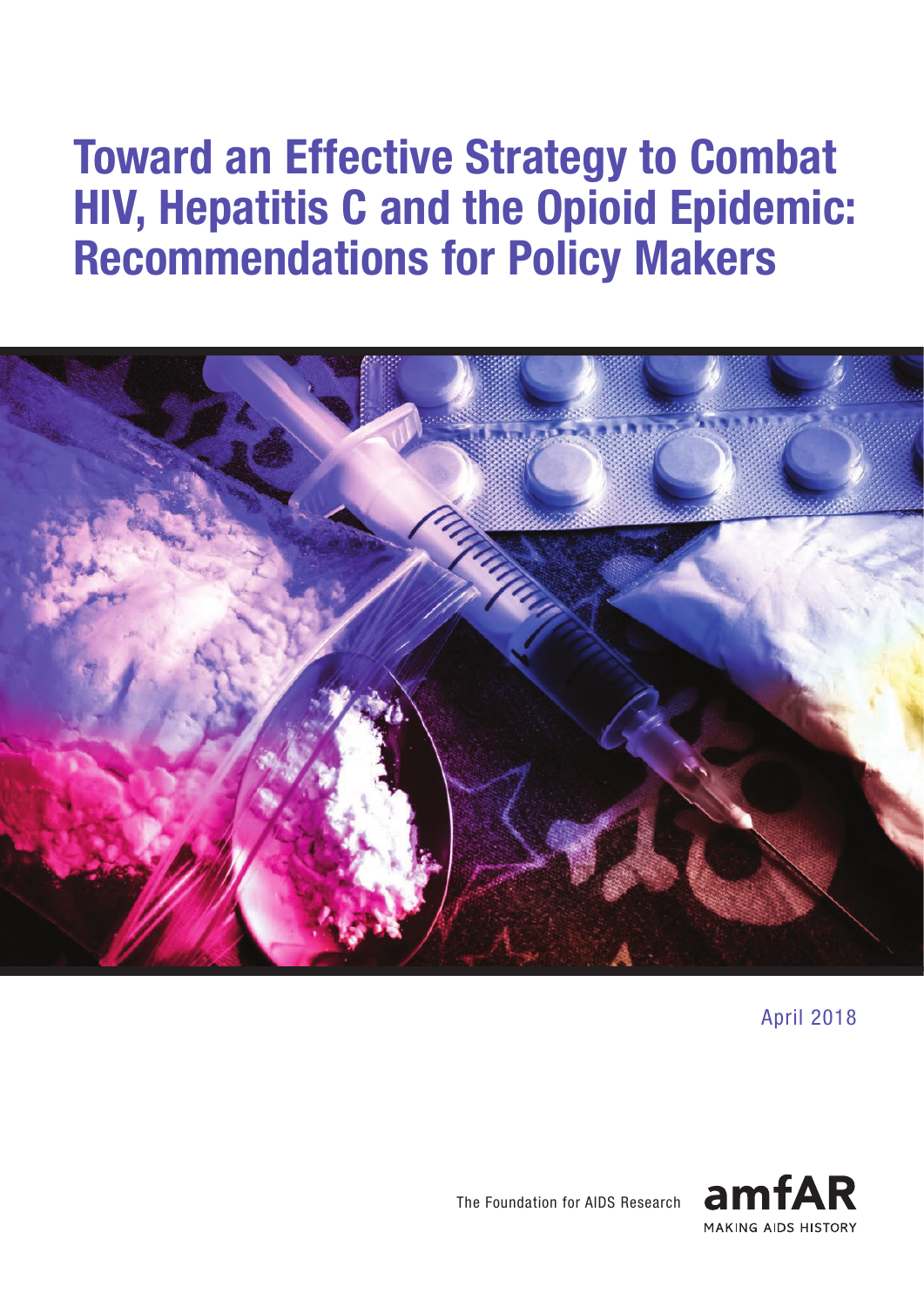# Toward an Effective Strategy to Combat HIV, Hepatitis C and the Opioid Epidemic: Recommendations for Policy Makers

April 2018

The Foundation for AIDS Research

amfAR

MAKING AIDS HISTORY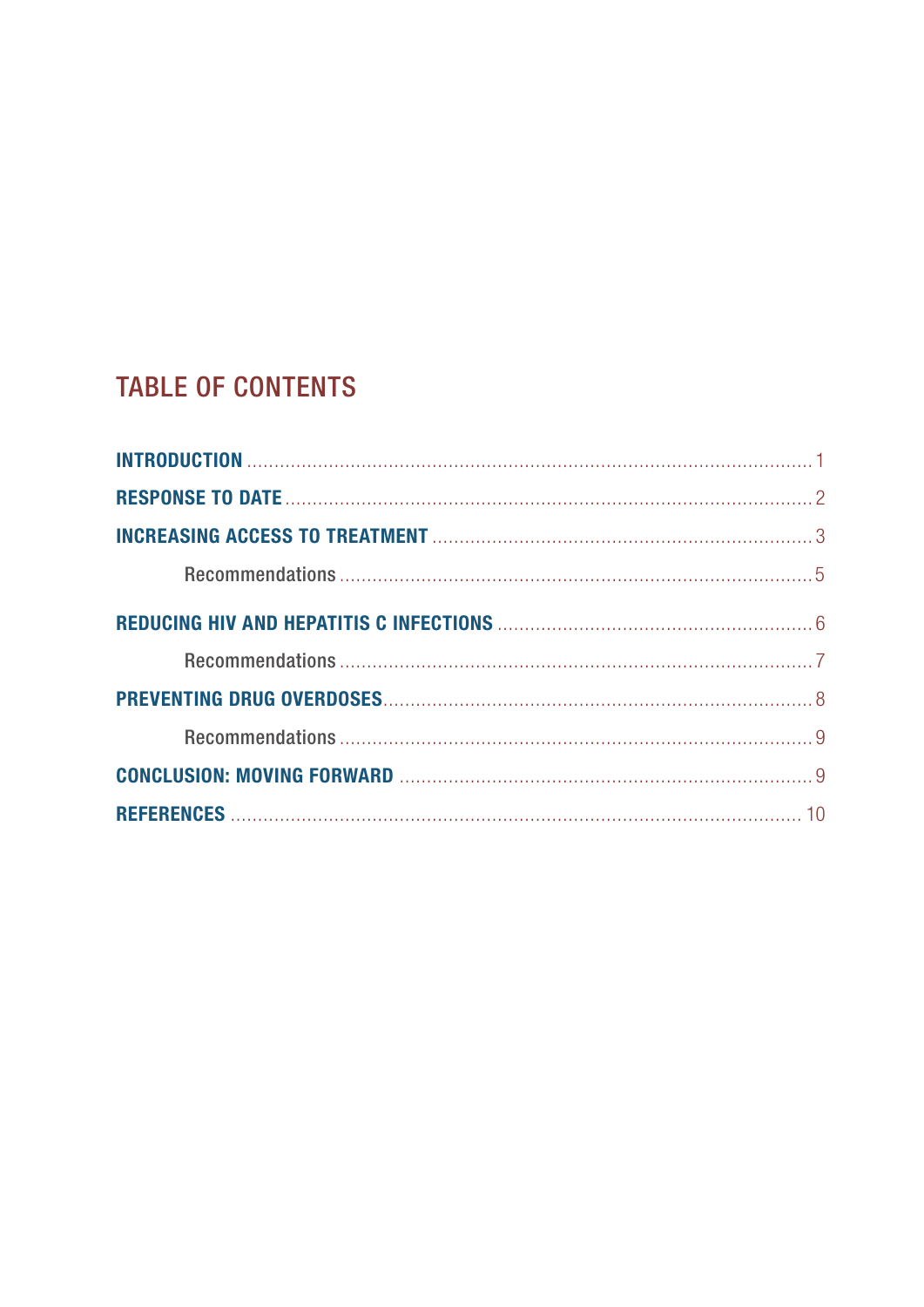# TABLE OF CONTENTS

**INTRODUCTION** ........................................................................................................ 1

**RESPONSE TO DATE** ................................................................................................ 2

**INCREASING ACCESS TO TREATMENT** ...................................................................... 3

Recommendations ........................................................................................ 5

**REDUCING HIV AND HEPATITIS C INFECTIONS** .......................................................... 6

Recommendations ........................................................................................ 7

**PREVENTING DRUG OVERDOSES** .............................................................................. 8

Recommendations ........................................................................................ 9

**CONCLUSION: MOVING FORWARD** ............................................................................ 9

**REFERENCES** ......................................................................................................... 10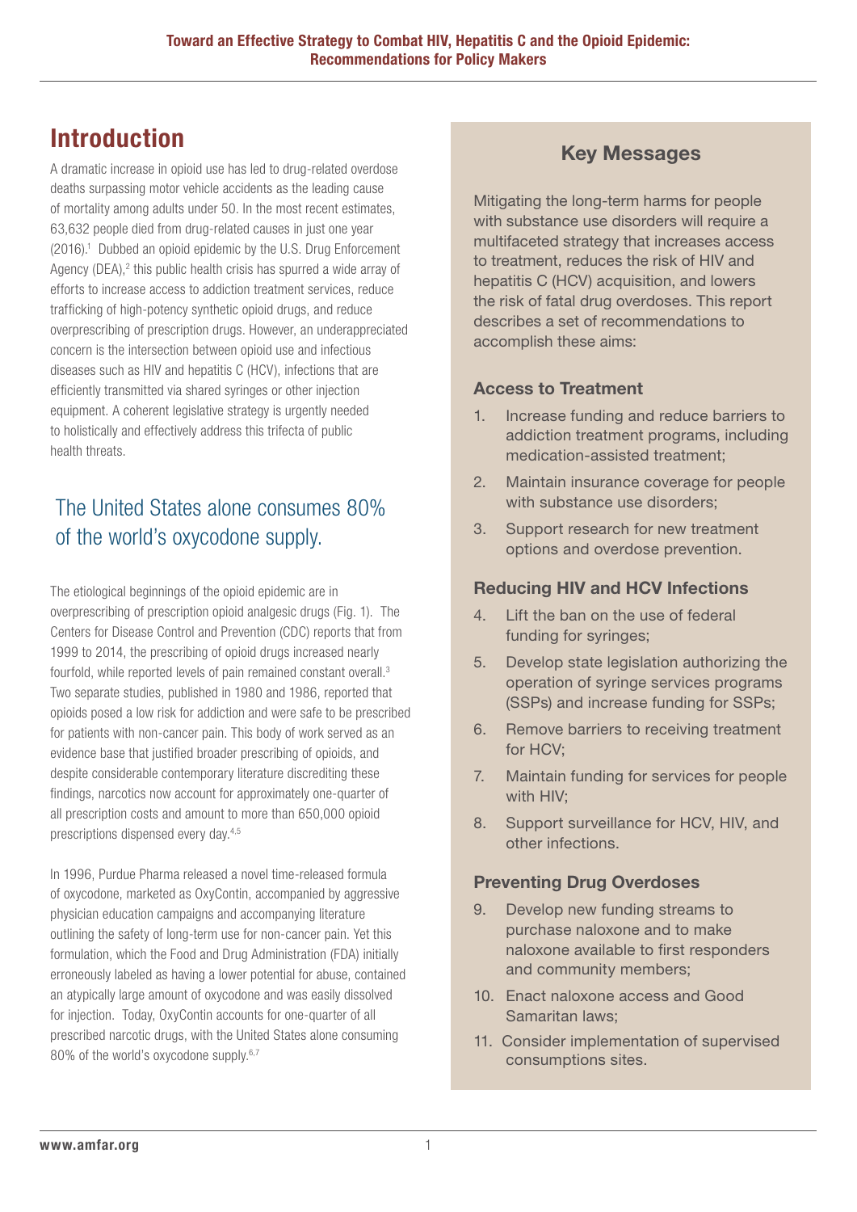# Introduction

A dramatic increase in opioid use has led to drug-related overdose deaths surpassing motor vehicle accidents as the leading cause of mortality among adults under 50. In the most recent estimates, 63,632 people died from drug-related causes in just one year (2016).[1] Dubbed an opioid epidemic by the U.S. Drug Enforcement Agency (DEA),[2] this public health crisis has spurred a wide array of efforts to increase access to addiction treatment services, reduce trafficking of high-potency synthetic opioid drugs, and reduce overprescribing of prescription drugs. However, an underappreciated concern is the intersection between opioid use and infectious diseases such as HIV and hepatitis C (HCV), infections that are efficiently transmitted via shared syringes or other injection equipment. A coherent legislative strategy is urgently needed to holistically and effectively address this trifecta of public health threats.

> The United States alone consumes 80% of the world's oxycodone supply.

The etiological beginnings of the opioid epidemic are in overprescribing of prescription opioid analgesic drugs (Fig. 1). The Centers for Disease Control and Prevention (CDC) reports that from 1999 to 2014, the prescribing of opioid drugs increased nearly fourfold, while reported levels of pain remained constant overall.[3] Two separate studies, published in 1980 and 1986, reported that opioids posed a low risk for addiction and were safe to be prescribed for patients with non-cancer pain. This body of work served as an evidence base that justified broader prescribing of opioids, and despite considerable contemporary literature discrediting these findings, narcotics now account for approximately one-quarter of all prescription costs and amount to more than 650,000 opioid prescriptions dispensed every day.[4,5]

In 1996, Purdue Pharma released a novel time-released formula of oxycodone, marketed as OxyContin, accompanied by aggressive physician education campaigns and accompanying literature outlining the safety of long-term use for non-cancer pain. Yet this formulation, which the Food and Drug Administration (FDA) initially erroneously labeled as having a lower potential for abuse, contained an atypically large amount of oxycodone and was easily dissolved for injection. Today, OxyContin accounts for one-quarter of all prescribed narcotic drugs, with the United States alone consuming 80% of the world's oxycodone supply.[6,7]

## Key Messages

Mitigating the long-term harms for people with substance use disorders will require a multifaceted strategy that increases access to treatment, reduces the risk of HIV and hepatitis C (HCV) acquisition, and lowers the risk of fatal drug overdoses. This report describes a set of recommendations to accomplish these aims:

### Access to Treatment

1. Increase funding and reduce barriers to addiction treatment programs, including medication-assisted treatment;
2. Maintain insurance coverage for people with substance use disorders;
3. Support research for new treatment options and overdose prevention.

### Reducing HIV and HCV Infections

4. Lift the ban on the use of federal funding for syringes;
5. Develop state legislation authorizing the operation of syringe services programs (SSPs) and increase funding for SSPs;
6. Remove barriers to receiving treatment for HCV;
7. Maintain funding for services for people with HIV;
8. Support surveillance for HCV, HIV, and other infections.

### Preventing Drug Overdoses

9. Develop new funding streams to purchase naloxone and to make naloxone available to first responders and community members;
10. Enact naloxone access and Good Samaritan laws;
11. Consider implementation of supervised consumptions sites.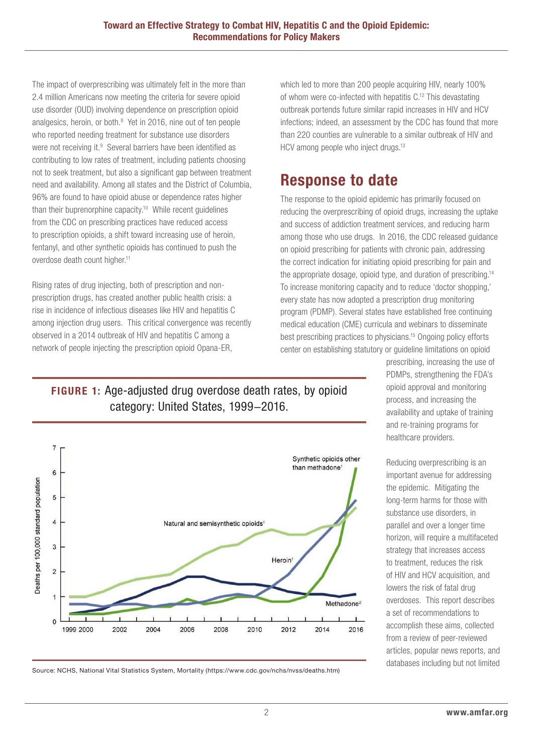The impact of overprescribing was ultimately felt in the more than 2.4 million Americans now meeting the criteria for severe opioid use disorder (OUD) involving dependence on prescription opioid analgesics, heroin, or both.[8] Yet in 2016, nine out of ten people who reported needing treatment for substance use disorders were not receiving it.[9] Several barriers have been identified as contributing to low rates of treatment, including patients choosing not to seek treatment, but also a significant gap between treatment need and availability. Among all states and the District of Columbia, 96% are found to have opioid abuse or dependence rates higher than their buprenorphine capacity.[10] While recent guidelines from the CDC on prescribing practices have reduced access to prescription opioids, a shift toward increasing use of heroin, fentanyl, and other synthetic opioids has continued to push the overdose death count higher.[11]

Rising rates of drug injecting, both of prescription and non-prescription drugs, has created another public health crisis: a rise in incidence of infectious diseases like HIV and hepatitis C among injection drug users. This critical convergence was recently observed in a 2014 outbreak of HIV and hepatitis C among a network of people injecting the prescription opioid Opana-ER, which led to more than 200 people acquiring HIV, nearly 100% of whom were co-infected with hepatitis C.[12] This devastating outbreak portends future similar rapid increases in HIV and HCV infections; indeed, an assessment by the CDC has found that more than 220 counties are vulnerable to a similar outbreak of HIV and HCV among people who inject drugs.[13]

## Response to date

The response to the opioid epidemic has primarily focused on reducing the overprescribing of opioid drugs, increasing the uptake and success of addiction treatment services, and reducing harm among those who use drugs. In 2016, the CDC released guidance on opioid prescribing for patients with chronic pain, addressing the correct indication for initiating opioid prescribing for pain and the appropriate dosage, opioid type, and duration of prescribing.[14] To increase monitoring capacity and to reduce 'doctor shopping,' every state has now adopted a prescription drug monitoring program (PDMP). Several states have established free continuing medical education (CME) curricula and webinars to disseminate best prescribing practices to physicians.[15] Ongoing policy efforts center on establishing statutory or guideline limitations on opioid prescribing, increasing the use of PDMPs, strengthening the FDA's opioid approval and monitoring process, and increasing the availability and uptake of training and re-training programs for healthcare providers.

Reducing overprescribing is an important avenue for addressing the epidemic. Mitigating the long-term harms for those with substance use disorders, in parallel and over a longer time horizon, will require a multifaceted strategy that increases access to treatment, reduces the risk of HIV and HCV acquisition, and lowers the risk of fatal drug overdoses. This report describes a set of recommendations to accomplish these aims, collected from a review of peer-reviewed articles, popular news reports, and databases including but not limited

**FIGURE 1:** Age-adjusted drug overdose death rates, by opioid category: United States, 1999–2016.

Source: NCHS, National Vital Statistics System, Mortality (https://www.cdc.gov/nchs/nvss/deaths.htm)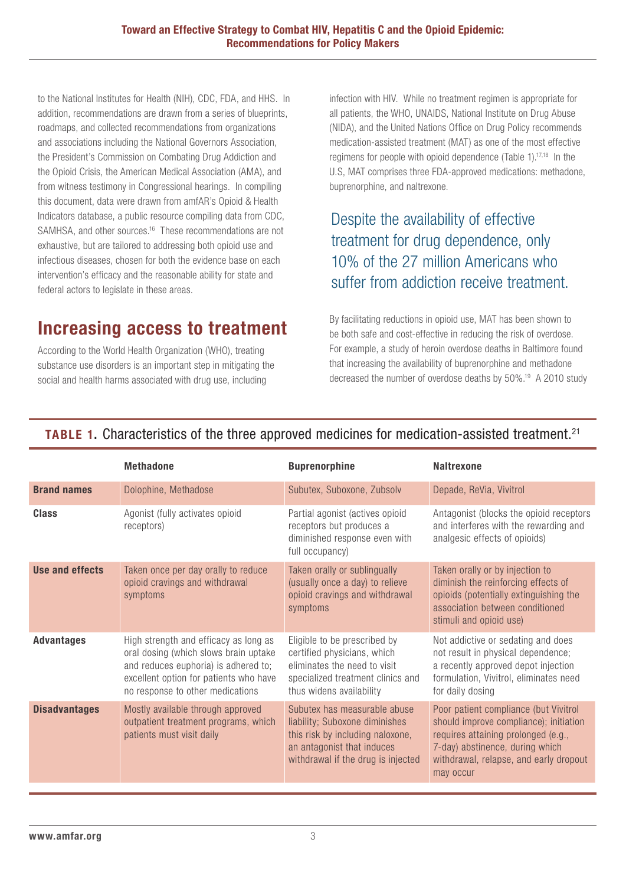to the National Institutes for Health (NIH), CDC, FDA, and HHS. In addition, recommendations are drawn from a series of blueprints, roadmaps, and collected recommendations from organizations and associations including the National Governors Association, the President's Commission on Combating Drug Addiction and the Opioid Crisis, the American Medical Association (AMA), and from witness testimony in Congressional hearings. In compiling this document, data were drawn from amfAR's Opioid & Health Indicators database, a public resource compiling data from CDC, SAMHSA, and other sources.[16] These recommendations are not exhaustive, but are tailored to addressing both opioid use and infectious diseases, chosen for both the evidence base on each intervention's efficacy and the reasonable ability for state and federal actors to legislate in these areas.

## Increasing access to treatment

According to the World Health Organization (WHO), treating substance use disorders is an important step in mitigating the social and health harms associated with drug use, including infection with HIV. While no treatment regimen is appropriate for all patients, the WHO, UNAIDS, National Institute on Drug Abuse (NIDA), and the United Nations Office on Drug Policy recommends medication-assisted treatment (MAT) as one of the most effective regimens for people with opioid dependence (Table 1).[17,18] In the U.S, MAT comprises three FDA-approved medications: methadone, buprenorphine, and naltrexone.

> Despite the availability of effective treatment for drug dependence, only 10% of the 27 million Americans who suffer from addiction receive treatment.

By facilitating reductions in opioid use, MAT has been shown to be both safe and cost-effective in reducing the risk of overdose. For example, a study of heroin overdose deaths in Baltimore found that increasing the availability of buprenorphine and methadone decreased the number of overdose deaths by 50%.[19] A 2010 study

**TABLE 1.** Characteristics of the three approved medicines for medication-assisted treatment.[21]

| | Methadone | Buprenorphine | Naltrexone |
|---|---|---|---|
| **Brand names** | Dolophine, Methadose | Subutex, Suboxone, Zubsolv | Depade, ReVia, Vivitrol |
| **Class** | Agonist (fully activates opioid receptors) | Partial agonist (actives opioid receptors but produces a diminished response even with full occupancy) | Antagonist (blocks the opioid receptors and interferes with the rewarding and analgesic effects of opioids) |
| **Use and effects** | Taken once per day orally to reduce opioid cravings and withdrawal symptoms | Taken orally or sublingually (usually once a day) to relieve opioid cravings and withdrawal symptoms | Taken orally or by injection to diminish the reinforcing effects of opioids (potentially extinguishing the association between conditioned stimuli and opioid use) |
| **Advantages** | High strength and efficacy as long as oral dosing (which slows brain uptake and reduces euphoria) is adhered to; excellent option for patients who have no response to other medications | Eligible to be prescribed by certified physicians, which eliminates the need to visit specialized treatment clinics and thus widens availability | Not addictive or sedating and does not result in physical dependence; a recently approved depot injection formulation, Vivitrol, eliminates need for daily dosing |
| **Disadvantages** | Mostly available through approved outpatient treatment programs, which patients must visit daily | Subutex has measurable abuse liability; Suboxone diminishes this risk by including naloxone, an antagonist that induces withdrawal if the drug is injected | Poor patient compliance (but Vivitrol should improve compliance); initiation requires attaining prolonged (e.g., 7-day) abstinence, during which withdrawal, relapse, and early dropout may occur |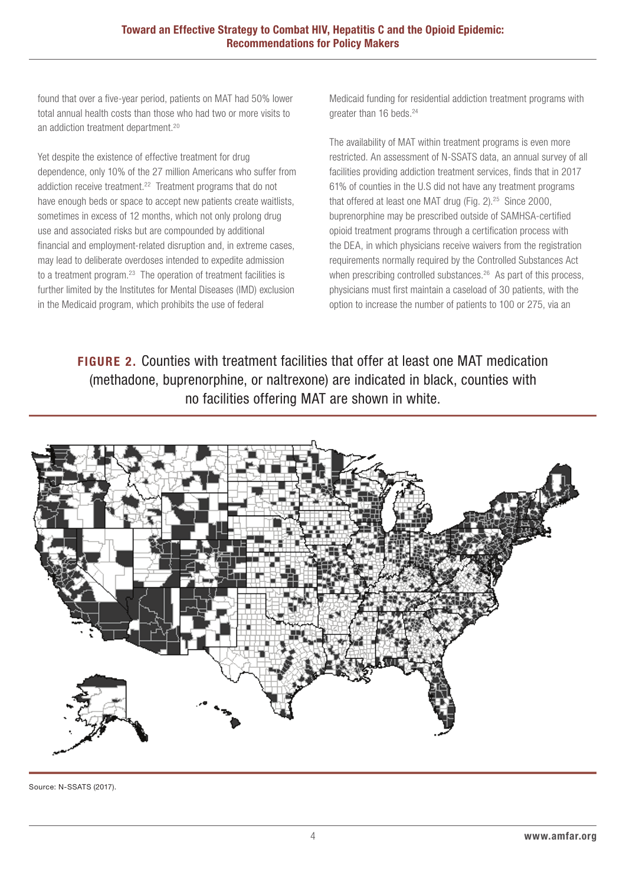found that over a five-year period, patients on MAT had 50% lower total annual health costs than those who had two or more visits to an addiction treatment department.[20]

Yet despite the existence of effective treatment for drug dependence, only 10% of the 27 million Americans who suffer from addiction receive treatment.[22] Treatment programs that do not have enough beds or space to accept new patients create waitlists, sometimes in excess of 12 months, which not only prolong drug use and associated risks but are compounded by additional financial and employment-related disruption and, in extreme cases, may lead to deliberate overdoses intended to expedite admission to a treatment program.[23] The operation of treatment facilities is further limited by the Institutes for Mental Diseases (IMD) exclusion in the Medicaid program, which prohibits the use of federal Medicaid funding for residential addiction treatment programs with greater than 16 beds.[24]

The availability of MAT within treatment programs is even more restricted. An assessment of N-SSATS data, an annual survey of all facilities providing addiction treatment services, finds that in 2017 61% of counties in the U.S did not have any treatment programs that offered at least one MAT drug (Fig. 2).[25] Since 2000, buprenorphine may be prescribed outside of SAMHSA-certified opioid treatment programs through a certification process with the DEA, in which physicians receive waivers from the registration requirements normally required by the Controlled Substances Act when prescribing controlled substances.[26] As part of this process, physicians must first maintain a caseload of 30 patients, with the option to increase the number of patients to 100 or 275, via an

**FIGURE 2.** Counties with treatment facilities that offer at least one MAT medication (methadone, buprenorphine, or naltrexone) are indicated in black, counties with no facilities offering MAT are shown in white.

Source: N-SSATS (2017).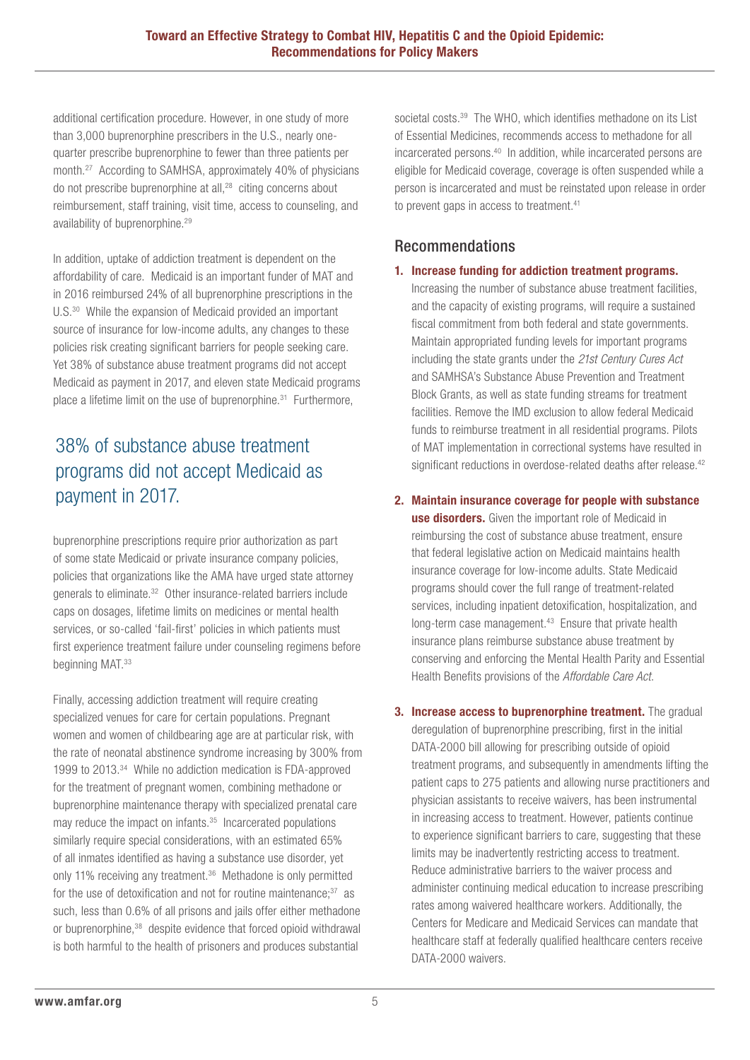additional certification procedure. However, in one study of more than 3,000 buprenorphine prescribers in the U.S., nearly one-quarter prescribe buprenorphine to fewer than three patients per month.[27] According to SAMHSA, approximately 40% of physicians do not prescribe buprenorphine at all,[28] citing concerns about reimbursement, staff training, visit time, access to counseling, and availability of buprenorphine.[29]

In addition, uptake of addiction treatment is dependent on the affordability of care. Medicaid is an important funder of MAT and in 2016 reimbursed 24% of all buprenorphine prescriptions in the U.S.[30] While the expansion of Medicaid provided an important source of insurance for low-income adults, any changes to these policies risk creating significant barriers for people seeking care. Yet 38% of substance abuse treatment programs did not accept Medicaid as payment in 2017, and eleven state Medicaid programs place a lifetime limit on the use of buprenorphine.[31] Furthermore, buprenorphine prescriptions require prior authorization as part of some state Medicaid or private insurance company policies, policies that organizations like the AMA have urged state attorney generals to eliminate.[32] Other insurance-related barriers include caps on dosages, lifetime limits on medicines or mental health services, or so-called 'fail-first' policies in which patients must first experience treatment failure under counseling regimens before beginning MAT.[33]

> 38% of substance abuse treatment programs did not accept Medicaid as payment in 2017.

Finally, accessing addiction treatment will require creating specialized venues for care for certain populations. Pregnant women and women of childbearing age are at particular risk, with the rate of neonatal abstinence syndrome increasing by 300% from 1999 to 2013.[34] While no addiction medication is FDA-approved for the treatment of pregnant women, combining methadone or buprenorphine maintenance therapy with specialized prenatal care may reduce the impact on infants.[35] Incarcerated populations similarly require special considerations, with an estimated 65% of all inmates identified as having a substance use disorder, yet only 11% receiving any treatment.[36] Methadone is only permitted for the use of detoxification and not for routine maintenance;[37] as such, less than 0.6% of all prisons and jails offer either methadone or buprenorphine,[38] despite evidence that forced opioid withdrawal is both harmful to the health of prisoners and produces substantial societal costs.[39] The WHO, which identifies methadone on its List of Essential Medicines, recommends access to methadone for all incarcerated persons.[40] In addition, while incarcerated persons are eligible for Medicaid coverage, coverage is often suspended while a person is incarcerated and must be reinstated upon release in order to prevent gaps in access to treatment.[41]

## Recommendations

1. **Increase funding for addiction treatment programs.** Increasing the number of substance abuse treatment facilities, and the capacity of existing programs, will require a sustained fiscal commitment from both federal and state governments. Maintain appropriated funding levels for important programs including the state grants under the *21st Century Cures Act* and SAMHSA's Substance Abuse Prevention and Treatment Block Grants, as well as state funding streams for treatment facilities. Remove the IMD exclusion to allow federal Medicaid funds to reimburse treatment in all residential programs. Pilots of MAT implementation in correctional systems have resulted in significant reductions in overdose-related deaths after release.[42]

2. **Maintain insurance coverage for people with substance use disorders.** Given the important role of Medicaid in reimbursing the cost of substance abuse treatment, ensure that federal legislative action on Medicaid maintains health insurance coverage for low-income adults. State Medicaid programs should cover the full range of treatment-related services, including inpatient detoxification, hospitalization, and long-term case management.[43] Ensure that private health insurance plans reimburse substance abuse treatment by conserving and enforcing the Mental Health Parity and Essential Health Benefits provisions of the *Affordable Care Act.*

3. **Increase access to buprenorphine treatment.** The gradual deregulation of buprenorphine prescribing, first in the initial DATA-2000 bill allowing for prescribing outside of opioid treatment programs, and subsequently in amendments lifting the patient caps to 275 patients and allowing nurse practitioners and physician assistants to receive waivers, has been instrumental in increasing access to treatment. However, patients continue to experience significant barriers to care, suggesting that these limits may be inadvertently restricting access to treatment. Reduce administrative barriers to the waiver process and administer continuing medical education to increase prescribing rates among waivered healthcare workers. Additionally, the Centers for Medicare and Medicaid Services can mandate that healthcare staff at federally qualified healthcare centers receive DATA-2000 waivers.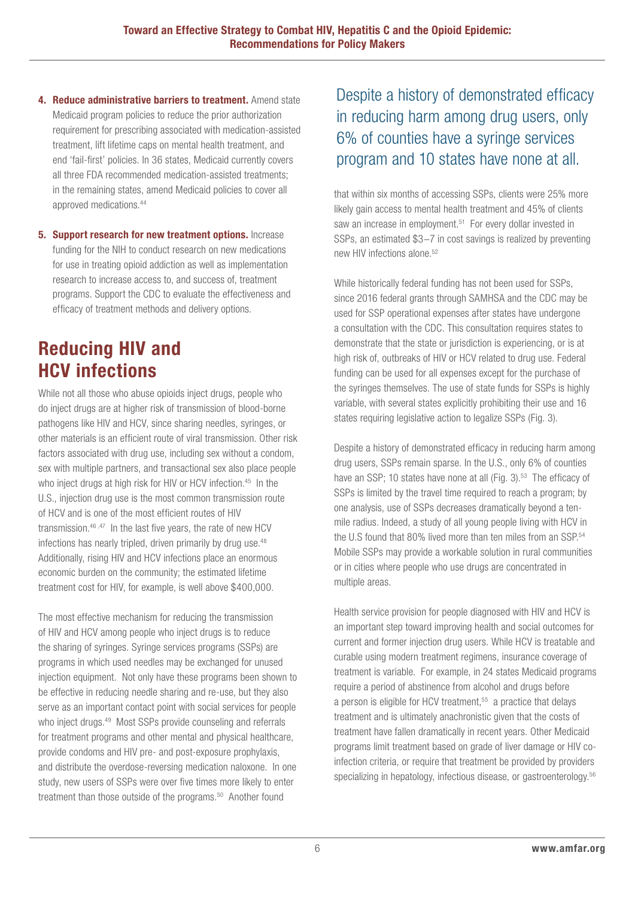4. **Reduce administrative barriers to treatment.** Amend state Medicaid program policies to reduce the prior authorization requirement for prescribing associated with medication-assisted treatment, lift lifetime caps on mental health treatment, and end 'fail-first' policies. In 36 states, Medicaid currently covers all three FDA recommended medication-assisted treatments; in the remaining states, amend Medicaid policies to cover all approved medications.[44]

5. **Support research for new treatment options.** Increase funding for the NIH to conduct research on new medications for use in treating opioid addiction as well as implementation research to increase access to, and success of, treatment programs. Support the CDC to evaluate the effectiveness and efficacy of treatment methods and delivery options.

## Reducing HIV and HCV infections

While not all those who abuse opioids inject drugs, people who do inject drugs are at higher risk of transmission of blood-borne pathogens like HIV and HCV, since sharing needles, syringes, or other materials is an efficient route of viral transmission. Other risk factors associated with drug use, including sex without a condom, sex with multiple partners, and transactional sex also place people who inject drugs at high risk for HIV or HCV infection.[45] In the U.S., injection drug use is the most common transmission route of HCV and is one of the most efficient routes of HIV transmission.[46,47] In the last five years, the rate of new HCV infections has nearly tripled, driven primarily by drug use.[48] Additionally, rising HIV and HCV infections place an enormous economic burden on the community; the estimated lifetime treatment cost for HIV, for example, is well above $400,000.

The most effective mechanism for reducing the transmission of HIV and HCV among people who inject drugs is to reduce the sharing of syringes. Syringe services programs (SSPs) are programs in which used needles may be exchanged for unused injection equipment. Not only have these programs been shown to be effective in reducing needle sharing and re-use, but they also serve as an important contact point with social services for people who inject drugs.[49] Most SSPs provide counseling and referrals for treatment programs and other mental and physical healthcare, provide condoms and HIV pre- and post-exposure prophylaxis, and distribute the overdose-reversing medication naloxone. In one study, new users of SSPs were over five times more likely to enter treatment than those outside of the programs.[50] Another found that within six months of accessing SSPs, clients were 25% more likely gain access to mental health treatment and 45% of clients saw an increase in employment.[51] For every dollar invested in SSPs, an estimated $3–7 in cost savings is realized by preventing new HIV infections alone.[52]

> Despite a history of demonstrated efficacy in reducing harm among drug users, only 6% of counties have a syringe services program and 10 states have none at all.

While historically federal funding has not been used for SSPs, since 2016 federal grants through SAMHSA and the CDC may be used for SSP operational expenses after states have undergone a consultation with the CDC. This consultation requires states to demonstrate that the state or jurisdiction is experiencing, or is at high risk of, outbreaks of HIV or HCV related to drug use. Federal funding can be used for all expenses except for the purchase of the syringes themselves. The use of state funds for SSPs is highly variable, with several states explicitly prohibiting their use and 16 states requiring legislative action to legalize SSPs (Fig. 3).

Despite a history of demonstrated efficacy in reducing harm among drug users, SSPs remain sparse. In the U.S., only 6% of counties have an SSP; 10 states have none at all (Fig. 3).[53] The efficacy of SSPs is limited by the travel time required to reach a program; by one analysis, use of SSPs decreases dramatically beyond a ten-mile radius. Indeed, a study of all young people living with HCV in the U.S found that 80% lived more than ten miles from an SSP.[54] Mobile SSPs may provide a workable solution in rural communities or in cities where people who use drugs are concentrated in multiple areas.

Health service provision for people diagnosed with HIV and HCV is an important step toward improving health and social outcomes for current and former injection drug users. While HCV is treatable and curable using modern treatment regimens, insurance coverage of treatment is variable. For example, in 24 states Medicaid programs require a period of abstinence from alcohol and drugs before a person is eligible for HCV treatment,[55] a practice that delays treatment and is ultimately anachronistic given that the costs of treatment have fallen dramatically in recent years. Other Medicaid programs limit treatment based on grade of liver damage or HIV co-infection criteria, or require that treatment be provided by providers specializing in hepatology, infectious disease, or gastroenterology.[56]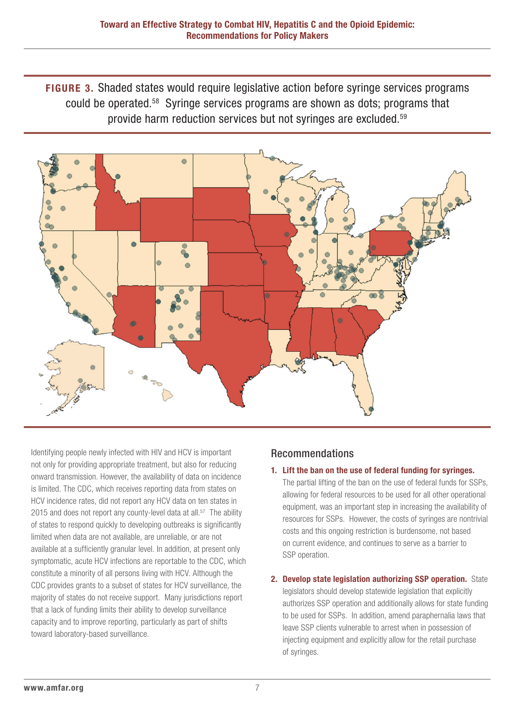**FIGURE 3.** Shaded states would require legislative action before syringe services programs could be operated.[58] Syringe services programs are shown as dots; programs that provide harm reduction services but not syringes are excluded.[59]

Identifying people newly infected with HIV and HCV is important not only for providing appropriate treatment, but also for reducing onward transmission. However, the availability of data on incidence is limited. The CDC, which receives reporting data from states on HCV incidence rates, did not report any HCV data on ten states in 2015 and does not report any county-level data at all.[57] The ability of states to respond quickly to developing outbreaks is significantly limited when data are not available, are unreliable, or are not available at a sufficiently granular level. In addition, at present only symptomatic, acute HCV infections are reportable to the CDC, which constitute a minority of all persons living with HCV. Although the CDC provides grants to a subset of states for HCV surveillance, the majority of states do not receive support. Many jurisdictions report that a lack of funding limits their ability to develop surveillance capacity and to improve reporting, particularly as part of shifts toward laboratory-based surveillance.

## Recommendations

1. **Lift the ban on the use of federal funding for syringes.** The partial lifting of the ban on the use of federal funds for SSPs, allowing for federal resources to be used for all other operational equipment, was an important step in increasing the availability of resources for SSPs. However, the costs of syringes are nontrivial costs and this ongoing restriction is burdensome, not based on current evidence, and continues to serve as a barrier to SSP operation.

2. **Develop state legislation authorizing SSP operation.** State legislators should develop statewide legislation that explicitly authorizes SSP operation and additionally allows for state funding to be used for SSPs. In addition, amend paraphernalia laws that leave SSP clients vulnerable to arrest when in possession of injecting equipment and explicitly allow for the retail purchase of syringes.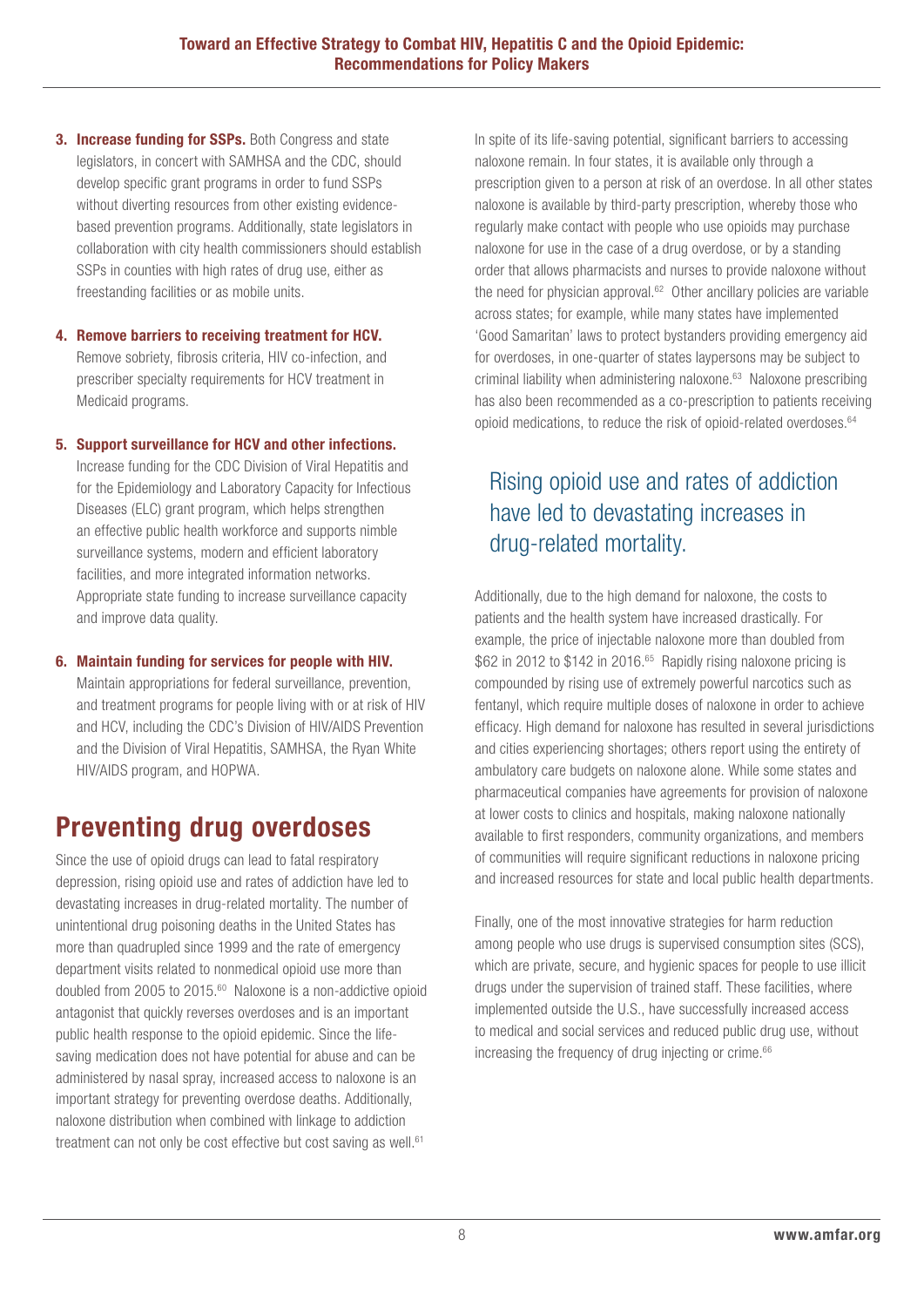3. **Increase funding for SSPs.** Both Congress and state legislators, in concert with SAMHSA and the CDC, should develop specific grant programs in order to fund SSPs without diverting resources from other existing evidence-based prevention programs. Additionally, state legislators in collaboration with city health commissioners should establish SSPs in counties with high rates of drug use, either as freestanding facilities or as mobile units.

4. **Remove barriers to receiving treatment for HCV.** Remove sobriety, fibrosis criteria, HIV co-infection, and prescriber specialty requirements for HCV treatment in Medicaid programs.

5. **Support surveillance for HCV and other infections.** Increase funding for the CDC Division of Viral Hepatitis and for the Epidemiology and Laboratory Capacity for Infectious Diseases (ELC) grant program, which helps strengthen an effective public health workforce and supports nimble surveillance systems, modern and efficient laboratory facilities, and more integrated information networks. Appropriate state funding to increase surveillance capacity and improve data quality.

6. **Maintain funding for services for people with HIV.** Maintain appropriations for federal surveillance, prevention, and treatment programs for people living with or at risk of HIV and HCV, including the CDC's Division of HIV/AIDS Prevention and the Division of Viral Hepatitis, SAMHSA, the Ryan White HIV/AIDS program, and HOPWA.

## Preventing drug overdoses

Since the use of opioid drugs can lead to fatal respiratory depression, rising opioid use and rates of addiction have led to devastating increases in drug-related mortality. The number of unintentional drug poisoning deaths in the United States has more than quadrupled since 1999 and the rate of emergency department visits related to nonmedical opioid use more than doubled from 2005 to 2015.[60] Naloxone is a non-addictive opioid antagonist that quickly reverses overdoses and is an important public health response to the opioid epidemic. Since the life-saving medication does not have potential for abuse and can be administered by nasal spray, increased access to naloxone is an important strategy for preventing overdose deaths. Additionally, naloxone distribution when combined with linkage to addiction treatment can not only be cost effective but cost saving as well.[61]

In spite of its life-saving potential, significant barriers to accessing naloxone remain. In four states, it is available only through a prescription given to a person at risk of an overdose. In all other states naloxone is available by third-party prescription, whereby those who regularly make contact with people who use opioids may purchase naloxone for use in the case of a drug overdose, or by a standing order that allows pharmacists and nurses to provide naloxone without the need for physician approval.[62] Other ancillary policies are variable across states; for example, while many states have implemented 'Good Samaritan' laws to protect bystanders providing emergency aid for overdoses, in one-quarter of states laypersons may be subject to criminal liability when administering naloxone.[63] Naloxone prescribing has also been recommended as a co-prescription to patients receiving opioid medications, to reduce the risk of opioid-related overdoses.[64]

> Rising opioid use and rates of addiction have led to devastating increases in drug-related mortality.

Additionally, due to the high demand for naloxone, the costs to patients and the health system have increased drastically. For example, the price of injectable naloxone more than doubled from \$62 in 2012 to \$142 in 2016.[65] Rapidly rising naloxone pricing is compounded by rising use of extremely powerful narcotics such as fentanyl, which require multiple doses of naloxone in order to achieve efficacy. High demand for naloxone has resulted in several jurisdictions and cities experiencing shortages; others report using the entirety of ambulatory care budgets on naloxone alone. While some states and pharmaceutical companies have agreements for provision of naloxone at lower costs to clinics and hospitals, making naloxone nationally available to first responders, community organizations, and members of communities will require significant reductions in naloxone pricing and increased resources for state and local public health departments.

Finally, one of the most innovative strategies for harm reduction among people who use drugs is supervised consumption sites (SCS), which are private, secure, and hygienic spaces for people to use illicit drugs under the supervision of trained staff. These facilities, where implemented outside the U.S., have successfully increased access to medical and social services and reduced public drug use, without increasing the frequency of drug injecting or crime.[66]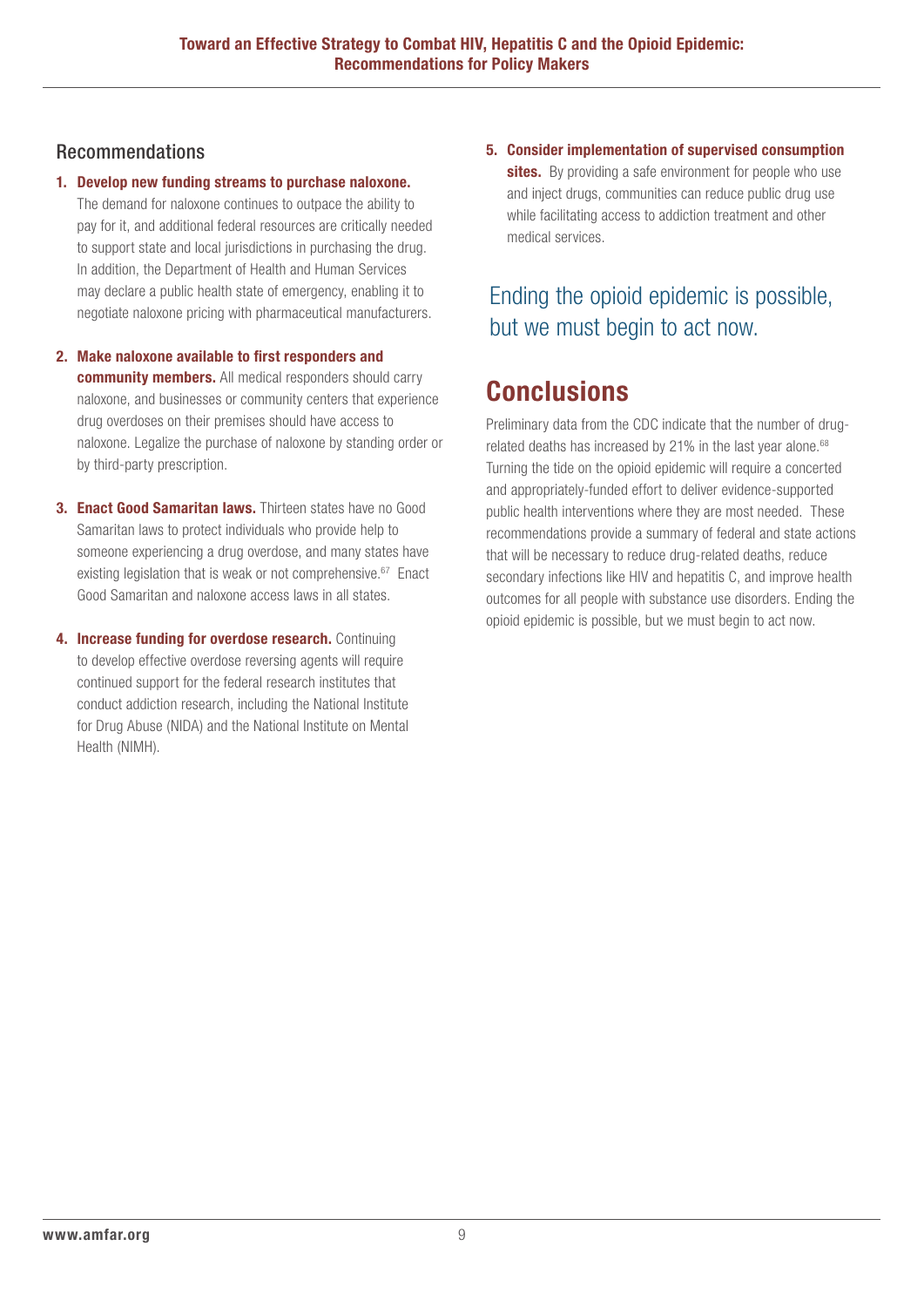## Recommendations

1. **Develop new funding streams to purchase naloxone.** The demand for naloxone continues to outpace the ability to pay for it, and additional federal resources are critically needed to support state and local jurisdictions in purchasing the drug. In addition, the Department of Health and Human Services may declare a public health state of emergency, enabling it to negotiate naloxone pricing with pharmaceutical manufacturers.

2. **Make naloxone available to first responders and community members.** All medical responders should carry naloxone, and businesses or community centers that experience drug overdoses on their premises should have access to naloxone. Legalize the purchase of naloxone by standing order or by third-party prescription.

3. **Enact Good Samaritan laws.** Thirteen states have no Good Samaritan laws to protect individuals who provide help to someone experiencing a drug overdose, and many states have existing legislation that is weak or not comprehensive.[67] Enact Good Samaritan and naloxone access laws in all states.

4. **Increase funding for overdose research.** Continuing to develop effective overdose reversing agents will require continued support for the federal research institutes that conduct addiction research, including the National Institute for Drug Abuse (NIDA) and the National Institute on Mental Health (NIMH).

5. **Consider implementation of supervised consumption sites.** By providing a safe environment for people who use and inject drugs, communities can reduce public drug use while facilitating access to addiction treatment and other medical services.

Ending the opioid epidemic is possible, but we must begin to act now.

# Conclusions

Preliminary data from the CDC indicate that the number of drug-related deaths has increased by 21% in the last year alone.[68] Turning the tide on the opioid epidemic will require a concerted and appropriately-funded effort to deliver evidence-supported public health interventions where they are most needed. These recommendations provide a summary of federal and state actions that will be necessary to reduce drug-related deaths, reduce secondary infections like HIV and hepatitis C, and improve health outcomes for all people with substance use disorders. Ending the opioid epidemic is possible, but we must begin to act now.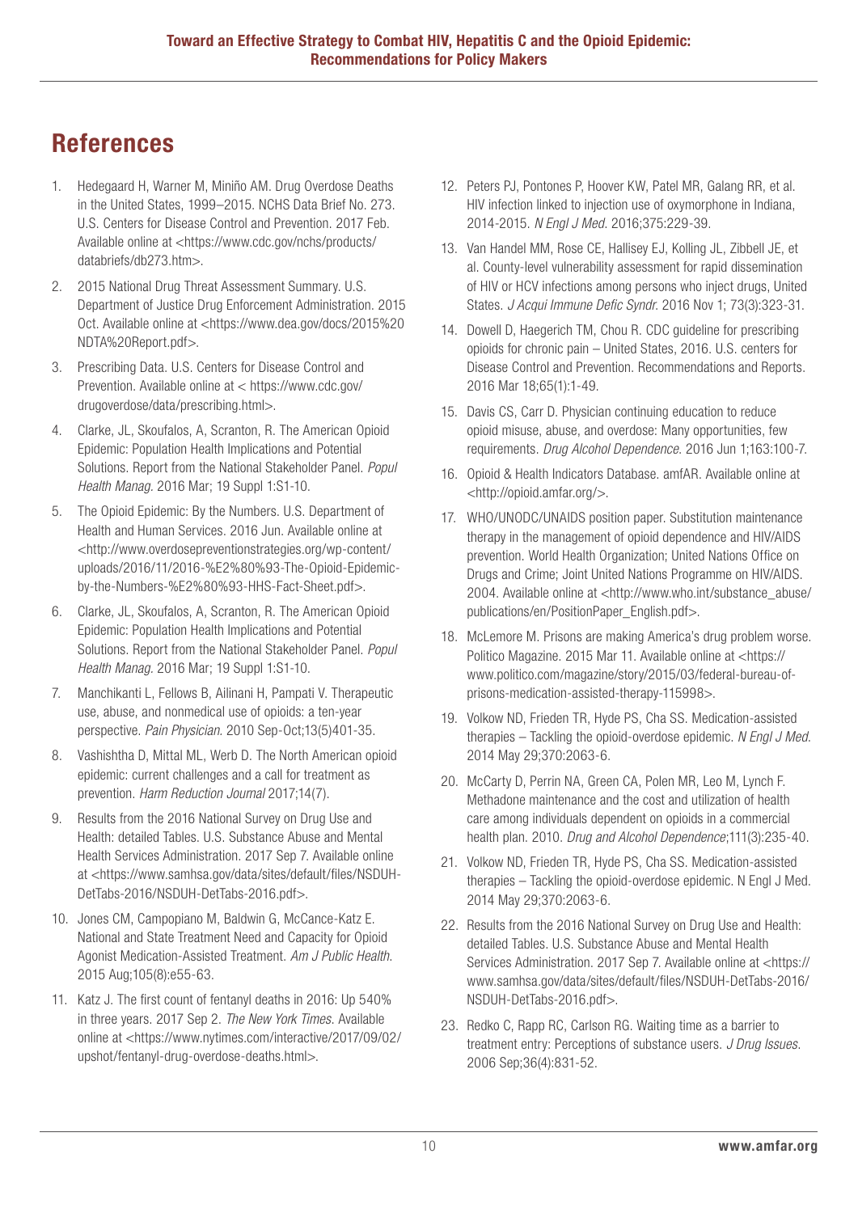## References

1. Hedegaard H, Warner M, Miniño AM. Drug Overdose Deaths in the United States, 1999–2015. NCHS Data Brief No. 273. U.S. Centers for Disease Control and Prevention. 2017 Feb. Available online at <https://www.cdc.gov/nchs/products/databriefs/db273.htm>.
2. 2015 National Drug Threat Assessment Summary. U.S. Department of Justice Drug Enforcement Administration. 2015 Oct. Available online at <https://www.dea.gov/docs/2015%20NDTA%20Report.pdf>.
3. Prescribing Data. U.S. Centers for Disease Control and Prevention. Available online at < https://www.cdc.gov/drugoverdose/data/prescribing.html>.
4. Clarke, JL, Skoufalos, A, Scranton, R. The American Opioid Epidemic: Population Health Implications and Potential Solutions. Report from the National Stakeholder Panel. *Popul Health Manag.* 2016 Mar; 19 Suppl 1:S1-10.
5. The Opioid Epidemic: By the Numbers. U.S. Department of Health and Human Services. 2016 Jun. Available online at <http://www.overdosepreventionstrategies.org/wp-content/uploads/2016/11/2016-%E2%80%93-The-Opioid-Epidemic-by-the-Numbers-%E2%80%93-HHS-Fact-Sheet.pdf>.
6. Clarke, JL, Skoufalos, A, Scranton, R. The American Opioid Epidemic: Population Health Implications and Potential Solutions. Report from the National Stakeholder Panel. *Popul Health Manag.* 2016 Mar; 19 Suppl 1:S1-10.
7. Manchikanti L, Fellows B, Ailinani H, Pampati V. Therapeutic use, abuse, and nonmedical use of opioids: a ten-year perspective. *Pain Physician.* 2010 Sep-Oct;13(5)401-35.
8. Vashishtha D, Mittal ML, Werb D. The North American opioid epidemic: current challenges and a call for treatment as prevention. *Harm Reduction Journal* 2017;14(7).
9. Results from the 2016 National Survey on Drug Use and Health: detailed Tables. U.S. Substance Abuse and Mental Health Services Administration. 2017 Sep 7. Available online at <https://www.samhsa.gov/data/sites/default/files/NSDUH-DetTabs-2016/NSDUH-DetTabs-2016.pdf>.
10. Jones CM, Campopiano M, Baldwin G, McCance-Katz E. National and State Treatment Need and Capacity for Opioid Agonist Medication-Assisted Treatment. *Am J Public Health.* 2015 Aug;105(8):e55-63.
11. Katz J. The first count of fentanyl deaths in 2016: Up 540% in three years. 2017 Sep 2. *The New York Times.* Available online at <https://www.nytimes.com/interactive/2017/09/02/upshot/fentanyl-drug-overdose-deaths.html>.
12. Peters PJ, Pontones P, Hoover KW, Patel MR, Galang RR, et al. HIV infection linked to injection use of oxymorphone in Indiana, 2014-2015. *N Engl J Med.* 2016;375:229-39.
13. Van Handel MM, Rose CE, Hallisey EJ, Kolling JL, Zibbell JE, et al. County-level vulnerability assessment for rapid dissemination of HIV or HCV infections among persons who inject drugs, United States. *J Acqui Immune Defic Syndr.* 2016 Nov 1; 73(3):323-31.
14. Dowell D, Haegerich TM, Chou R. CDC guideline for prescribing opioids for chronic pain – United States, 2016. U.S. centers for Disease Control and Prevention. Recommendations and Reports. 2016 Mar 18;65(1):1-49.
15. Davis CS, Carr D. Physician continuing education to reduce opioid misuse, abuse, and overdose: Many opportunities, few requirements. *Drug Alcohol Dependence.* 2016 Jun 1;163:100-7.
16. Opioid & Health Indicators Database. amfAR. Available online at <http://opioid.amfar.org/>.
17. WHO/UNODC/UNAIDS position paper. Substitution maintenance therapy in the management of opioid dependence and HIV/AIDS prevention. World Health Organization; United Nations Office on Drugs and Crime; Joint United Nations Programme on HIV/AIDS. 2004. Available online at <http://www.who.int/substance_abuse/publications/en/PositionPaper_English.pdf>.
18. McLemore M. Prisons are making America's drug problem worse. Politico Magazine. 2015 Mar 11. Available online at <https://www.politico.com/magazine/story/2015/03/federal-bureau-of-prisons-medication-assisted-therapy-115998>.
19. Volkow ND, Frieden TR, Hyde PS, Cha SS. Medication-assisted therapies – Tackling the opioid-overdose epidemic. *N Engl J Med.* 2014 May 29;370:2063-6.
20. McCarty D, Perrin NA, Green CA, Polen MR, Leo M, Lynch F. Methadone maintenance and the cost and utilization of health care among individuals dependent on opioids in a commercial health plan. 2010. *Drug and Alcohol Dependence*;111(3):235-40.
21. Volkow ND, Frieden TR, Hyde PS, Cha SS. Medication-assisted therapies – Tackling the opioid-overdose epidemic. N Engl J Med. 2014 May 29;370:2063-6.
22. Results from the 2016 National Survey on Drug Use and Health: detailed Tables. U.S. Substance Abuse and Mental Health Services Administration. 2017 Sep 7. Available online at <https://www.samhsa.gov/data/sites/default/files/NSDUH-DetTabs-2016/NSDUH-DetTabs-2016.pdf>.
23. Redko C, Rapp RC, Carlson RG. Waiting time as a barrier to treatment entry: Perceptions of substance users. *J Drug Issues.* 2006 Sep;36(4):831-52.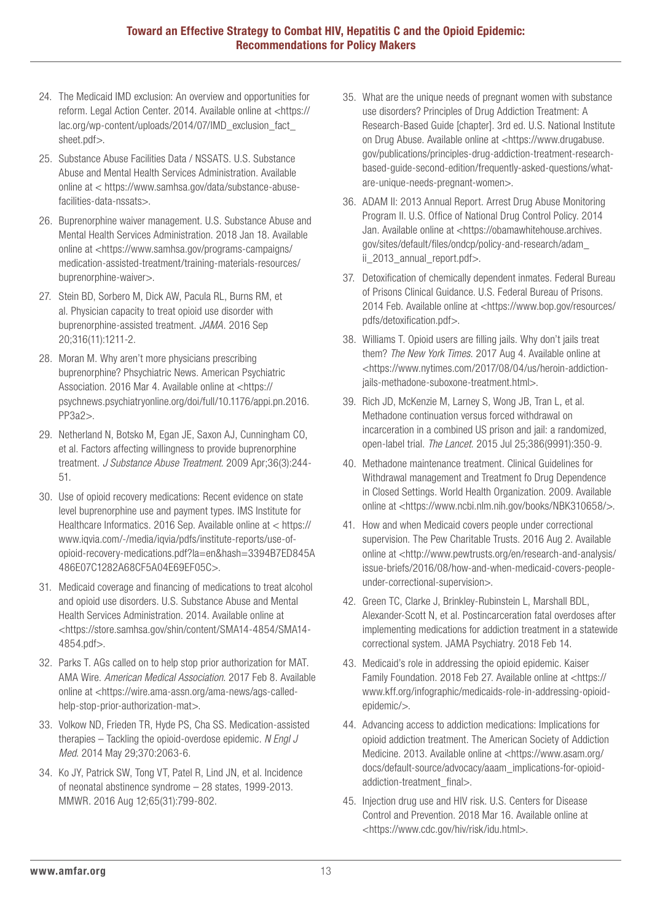24. The Medicaid IMD exclusion: An overview and opportunities for reform. Legal Action Center. 2014. Available online at <https://lac.org/wp-content/uploads/2014/07/IMD_exclusion_fact_sheet.pdf>.
25. Substance Abuse Facilities Data / NSSATS. U.S. Substance Abuse and Mental Health Services Administration. Available online at < https://www.samhsa.gov/data/substance-abuse-facilities-data-nssats>.
26. Buprenorphine waiver management. U.S. Substance Abuse and Mental Health Services Administration. 2018 Jan 18. Available online at <https://www.samhsa.gov/programs-campaigns/medication-assisted-treatment/training-materials-resources/buprenorphine-waiver>.
27. Stein BD, Sorbero M, Dick AW, Pacula RL, Burns RM, et al. Physician capacity to treat opioid use disorder with buprenorphine-assisted treatment. *JAMA*. 2016 Sep 20;316(11):1211-2.
28. Moran M. Why aren't more physicians prescribing buprenorphine? Phsychiatric News. American Psychiatric Association. 2016 Mar 4. Available online at <https://psychnews.psychiatryonline.org/doi/full/10.1176/appi.pn.2016.PP3a2>.
29. Netherland N, Botsko M, Egan JE, Saxon AJ, Cunningham CO, et al. Factors affecting willingness to provide buprenorphine treatment. *J Substance Abuse Treatment*. 2009 Apr;36(3):244-51.
30. Use of opioid recovery medications: Recent evidence on state level buprenorphine use and payment types. IMS Institute for Healthcare Informatics. 2016 Sep. Available online at < https://www.iqvia.com/-/media/iqvia/pdfs/institute-reports/use-of-opioid-recovery-medications.pdf?la=en&hash=3394B7ED845A486E07C1282A68CF5A04E69EF05C>.
31. Medicaid coverage and financing of medications to treat alcohol and opioid use disorders. U.S. Substance Abuse and Mental Health Services Administration. 2014. Available online at <https://store.samhsa.gov/shin/content/SMA14-4854/SMA14-4854.pdf>.
32. Parks T. AGs called on to help stop prior authorization for MAT. AMA Wire. *American Medical Association*. 2017 Feb 8. Available online at <https://wire.ama-assn.org/ama-news/ags-called-help-stop-prior-authorization-mat>.
33. Volkow ND, Frieden TR, Hyde PS, Cha SS. Medication-assisted therapies – Tackling the opioid-overdose epidemic. *N Engl J Med*. 2014 May 29;370:2063-6.
34. Ko JY, Patrick SW, Tong VT, Patel R, Lind JN, et al. Incidence of neonatal abstinence syndrome – 28 states, 1999-2013. MMWR. 2016 Aug 12;65(31):799-802.
35. What are the unique needs of pregnant women with substance use disorders? Principles of Drug Addiction Treatment: A Research-Based Guide [chapter]. 3rd ed. U.S. National Institute on Drug Abuse. Available online at <https://www.drugabuse.gov/publications/principles-drug-addiction-treatment-research-based-guide-second-edition/frequently-asked-questions/what-are-unique-needs-pregnant-women>.
36. ADAM II: 2013 Annual Report. Arrest Drug Abuse Monitoring Program II. U.S. Office of National Drug Control Policy. 2014 Jan. Available online at <https://obamawhitehouse.archives.gov/sites/default/files/ondcp/policy-and-research/adam_ii_2013_annual_report.pdf>.
37. Detoxification of chemically dependent inmates. Federal Bureau of Prisons Clinical Guidance. U.S. Federal Bureau of Prisons. 2014 Feb. Available online at <https://www.bop.gov/resources/pdfs/detoxification.pdf>.
38. Williams T. Opioid users are filling jails. Why don't jails treat them? *The New York Times*. 2017 Aug 4. Available online at <https://www.nytimes.com/2017/08/04/us/heroin-addiction-jails-methadone-suboxone-treatment.html>.
39. Rich JD, McKenzie M, Larney S, Wong JB, Tran L, et al. Methadone continuation versus forced withdrawal on incarceration in a combined US prison and jail: a randomized, open-label trial. *The Lancet*. 2015 Jul 25;386(9991):350-9.
40. Methadone maintenance treatment. Clinical Guidelines for Withdrawal management and Treatment fo Drug Dependence in Closed Settings. World Health Organization. 2009. Available online at <https://www.ncbi.nlm.nih.gov/books/NBK310658/>.
41. How and when Medicaid covers people under correctional supervision. The Pew Charitable Trusts. 2016 Aug 2. Available online at <http://www.pewtrusts.org/en/research-and-analysis/issue-briefs/2016/08/how-and-when-medicaid-covers-people-under-correctional-supervision>.
42. Green TC, Clarke J, Brinkley-Rubinstein L, Marshall BDL, Alexander-Scott N, et al. Postincarceration fatal overdoses after implementing medications for addiction treatment in a statewide correctional system. JAMA Psychiatry. 2018 Feb 14.
43. Medicaid's role in addressing the opioid epidemic. Kaiser Family Foundation. 2018 Feb 27. Available online at <https://www.kff.org/infographic/medicaids-role-in-addressing-opioid-epidemic/>.
44. Advancing access to addiction medications: Implications for opioid addiction treatment. The American Society of Addiction Medicine. 2013. Available online at <https://www.asam.org/docs/default-source/advocacy/aaam_implications-for-opioid-addiction-treatment_final>.
45. Injection drug use and HIV risk. U.S. Centers for Disease Control and Prevention. 2018 Mar 16. Available online at <https://www.cdc.gov/hiv/risk/idu.html>.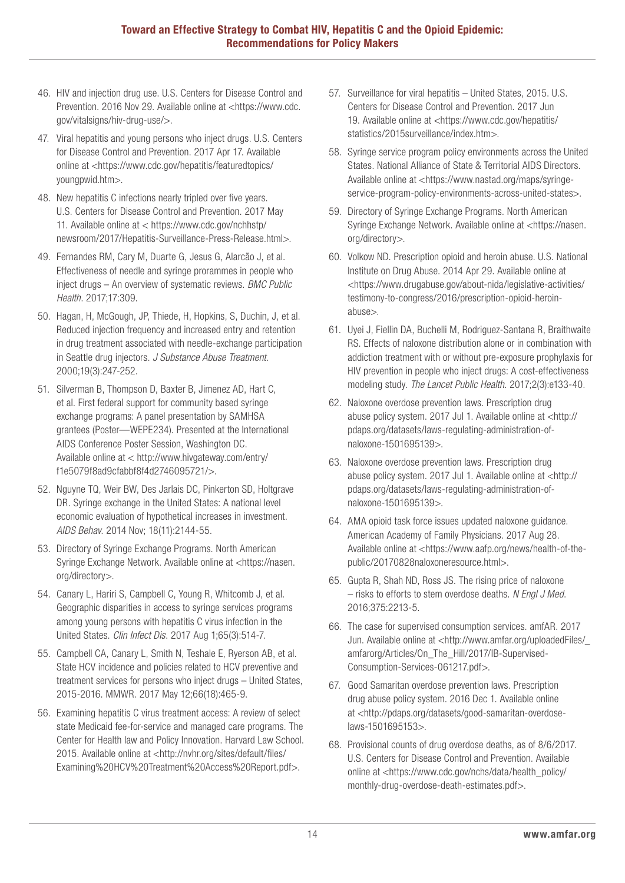46. HIV and injection drug use. U.S. Centers for Disease Control and Prevention. 2016 Nov 29. Available online at <https://www.cdc.gov/vitalsigns/hiv-drug-use/>.
47. Viral hepatitis and young persons who inject drugs. U.S. Centers for Disease Control and Prevention. 2017 Apr 17. Available online at <https://www.cdc.gov/hepatitis/featuredtopics/youngpwid.htm>.
48. New hepatitis C infections nearly tripled over five years. U.S. Centers for Disease Control and Prevention. 2017 May 11. Available online at < https://www.cdc.gov/nchhstp/newsroom/2017/Hepatitis-Surveillance-Press-Release.html>.
49. Fernandes RM, Cary M, Duarte G, Jesus G, Alarcão J, et al. Effectiveness of needle and syringe prorammes in people who inject drugs – An overview of systematic reviews. *BMC Public Health.* 2017;17:309.
50. Hagan, H, McGough, JP, Thiede, H, Hopkins, S, Duchin, J, et al. Reduced injection frequency and increased entry and retention in drug treatment associated with needle-exchange participation in Seattle drug injectors. *J Substance Abuse Treatment.* 2000;19(3):247-252.
51. Silverman B, Thompson D, Baxter B, Jimenez AD, Hart C, et al. First federal support for community based syringe exchange programs: A panel presentation by SAMHSA grantees (Poster—WEPE234). Presented at the International AIDS Conference Poster Session, Washington DC. Available online at < http://www.hivgateway.com/entry/f1e5079f8ad9cfabbf8f4d2746095721/>.
52. Nguyne TQ, Weir BW, Des Jarlais DC, Pinkerton SD, Holtgrave DR. Syringe exchange in the United States: A national level economic evaluation of hypothetical increases in investment. *AIDS Behav.* 2014 Nov; 18(11):2144-55.
53. Directory of Syringe Exchange Programs. North American Syringe Exchange Network. Available online at <https://nasen.org/directory>.
54. Canary L, Hariri S, Campbell C, Young R, Whitcomb J, et al. Geographic disparities in access to syringe services programs among young persons with hepatitis C virus infection in the United States. *Clin Infect Dis.* 2017 Aug 1;65(3):514-7.
55. Campbell CA, Canary L, Smith N, Teshale E, Ryerson AB, et al. State HCV incidence and policies related to HCV preventive and treatment services for persons who inject drugs – United States, 2015-2016. MMWR. 2017 May 12;66(18):465-9.
56. Examining hepatitis C virus treatment access: A review of select state Medicaid fee-for-service and managed care programs. The Center for Health law and Policy Innovation. Harvard Law School. 2015. Available online at <http://nvhr.org/sites/default/files/Examining%20HCV%20Treatment%20Access%20Report.pdf>.
57. Surveillance for viral hepatitis – United States, 2015. U.S. Centers for Disease Control and Prevention. 2017 Jun 19. Available online at <https://www.cdc.gov/hepatitis/statistics/2015surveillance/index.htm>.
58. Syringe service program policy environments across the United States. National Alliance of State & Territorial AIDS Directors. Available online at <https://www.nastad.org/maps/syringe-service-program-policy-environments-across-united-states>.
59. Directory of Syringe Exchange Programs. North American Syringe Exchange Network. Available online at <https://nasen.org/directory>.
60. Volkow ND. Prescription opioid and heroin abuse. U.S. National Institute on Drug Abuse. 2014 Apr 29. Available online at <https://www.drugabuse.gov/about-nida/legislative-activities/testimony-to-congress/2016/prescription-opioid-heroin-abuse>.
61. Uyei J, Fiellin DA, Buchelli M, Rodriguez-Santana R, Braithwaite RS. Effects of naloxone distribution alone or in combination with addiction treatment with or without pre-exposure prophylaxis for HIV prevention in people who inject drugs: A cost-effectiveness modeling study. *The Lancet Public Health.* 2017;2(3):e133-40.
62. Naloxone overdose prevention laws. Prescription drug abuse policy system. 2017 Jul 1. Available online at <http://pdaps.org/datasets/laws-regulating-administration-of-naloxone-1501695139>.
63. Naloxone overdose prevention laws. Prescription drug abuse policy system. 2017 Jul 1. Available online at <http://pdaps.org/datasets/laws-regulating-administration-of-naloxone-1501695139>.
64. AMA opioid task force issues updated naloxone guidance. American Academy of Family Physicians. 2017 Aug 28. Available online at <https://www.aafp.org/news/health-of-the-public/20170828naloxoneresource.html>.
65. Gupta R, Shah ND, Ross JS. The rising price of naloxone – risks to efforts to stem overdose deaths. *N Engl J Med.* 2016;375:2213-5.
66. The case for supervised consumption services. amfAR. 2017 Jun. Available online at <http://www.amfar.org/uploadedFiles/_amfarorg/Articles/On_The_Hill/2017/IB-Supervised-Consumption-Services-061217.pdf>.
67. Good Samaritan overdose prevention laws. Prescription drug abuse policy system. 2016 Dec 1. Available online at <http://pdaps.org/datasets/good-samaritan-overdose-laws-1501695153>.
68. Provisional counts of drug overdose deaths, as of 8/6/2017. U.S. Centers for Disease Control and Prevention. Available online at <https://www.cdc.gov/nchs/data/health_policy/monthly-drug-overdose-death-estimates.pdf>.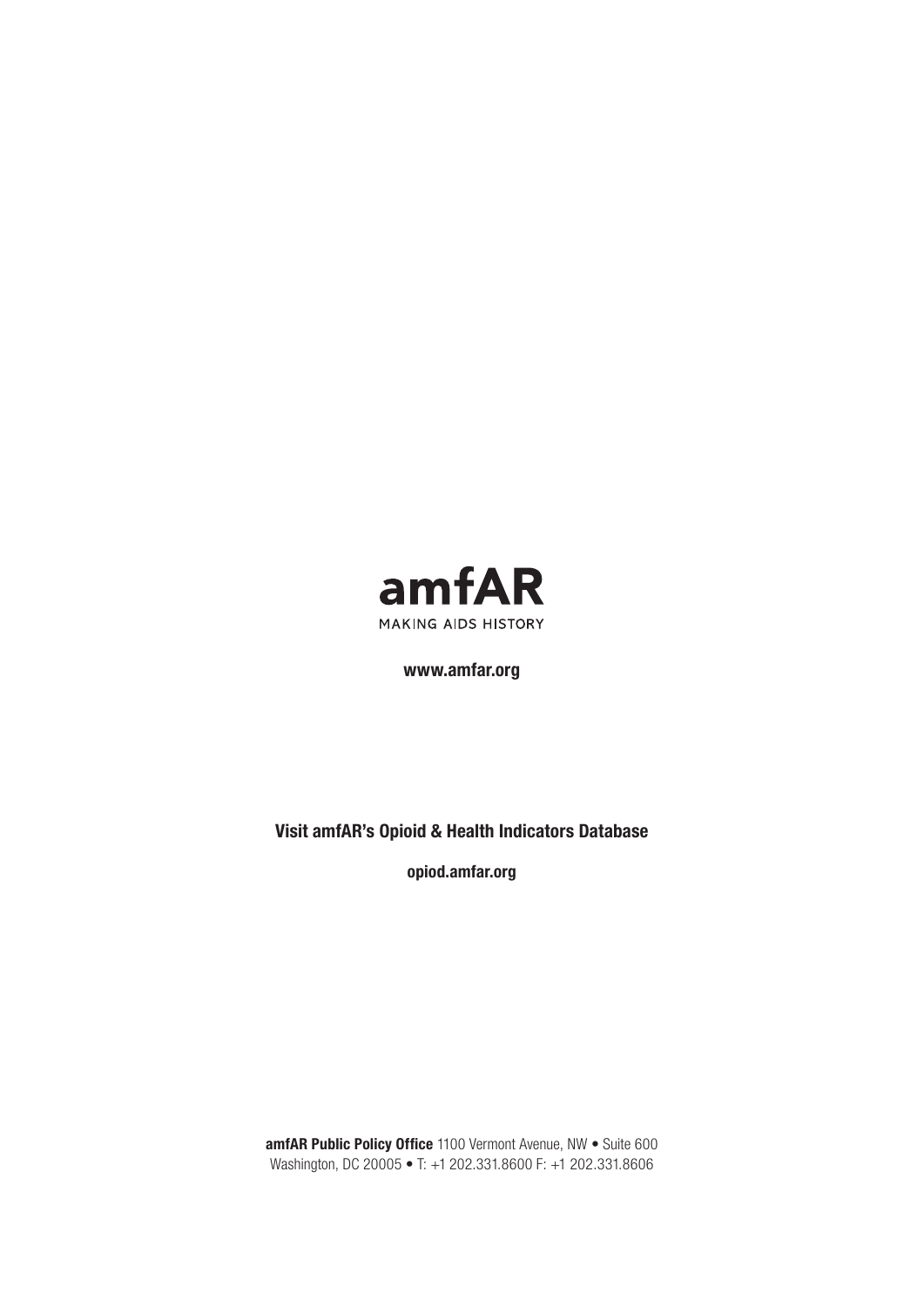**amfAR**

MAKING AIDS HISTORY

**www.amfar.org**

**Visit amfAR's Opioid & Health Indicators Database**

**opiod.amfar.org**

**amfAR Public Policy Office** 1100 Vermont Avenue, NW • Suite 600
Washington, DC 20005 • T: +1 202.331.8600 F: +1 202.331.8606